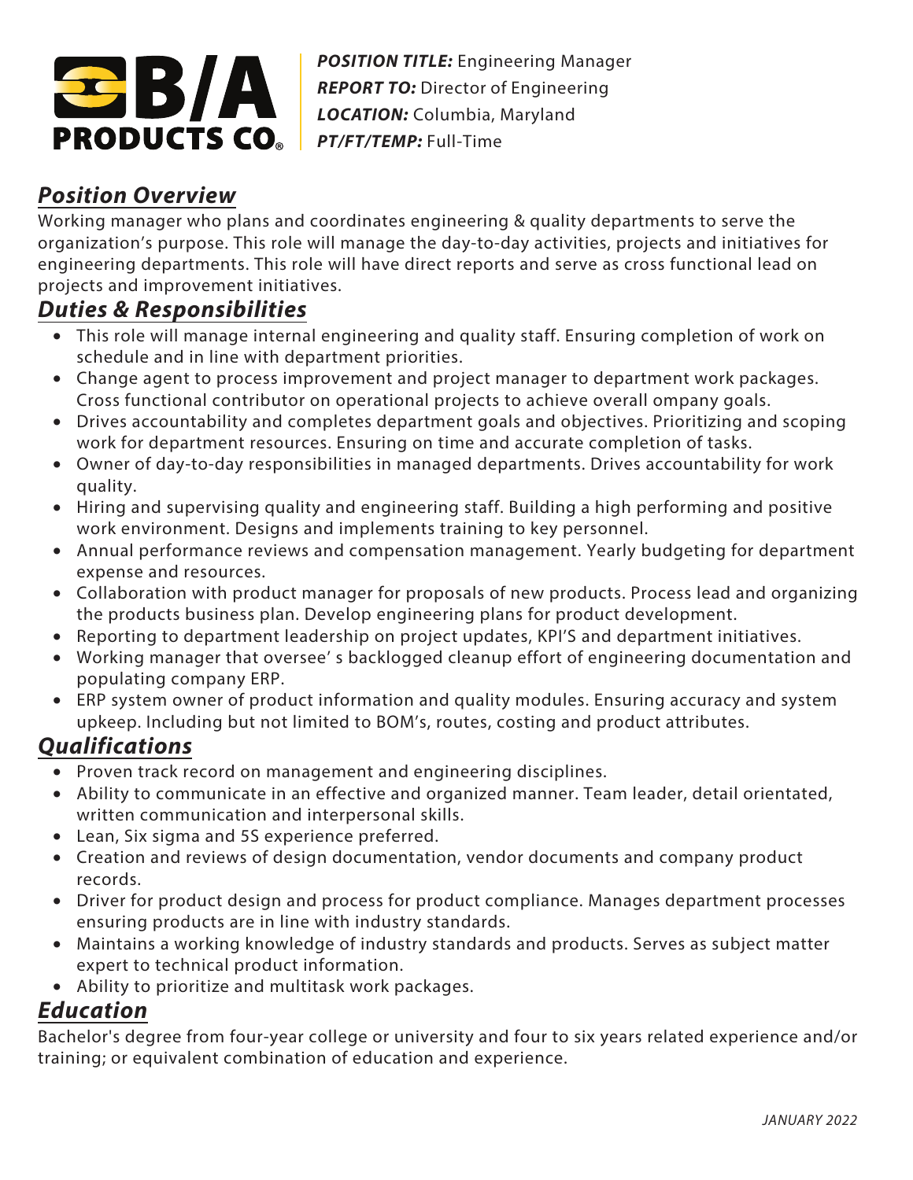**B/A PRODUCTS CO.**

***POSITION TITLE:*** Engineering Manager
***REPORT TO:*** Director of Engineering
***LOCATION:*** Columbia, Maryland
***PT/FT/TEMP:*** Full-Time

## *Position Overview*

Working manager who plans and coordinates engineering & quality departments to serve the organization's purpose. This role will manage the day-to-day activities, projects and initiatives for engineering departments. This role will have direct reports and serve as cross functional lead on projects and improvement initiatives.

## *Duties & Responsibilities*

- This role will manage internal engineering and quality staff. Ensuring completion of work on schedule and in line with department priorities.
- Change agent to process improvement and project manager to department work packages. Cross functional contributor on operational projects to achieve overall ompany goals.
- Drives accountability and completes department goals and objectives. Prioritizing and scoping work for department resources. Ensuring on time and accurate completion of tasks.
- Owner of day-to-day responsibilities in managed departments. Drives accountability for work quality.
- Hiring and supervising quality and engineering staff. Building a high performing and positive work environment. Designs and implements training to key personnel.
- Annual performance reviews and compensation management. Yearly budgeting for department expense and resources.
- Collaboration with product manager for proposals of new products. Process lead and organizing the products business plan. Develop engineering plans for product development.
- Reporting to department leadership on project updates, KPI'S and department initiatives.
- Working manager that oversee' s backlogged cleanup effort of engineering documentation and populating company ERP.
- ERP system owner of product information and quality modules. Ensuring accuracy and system upkeep. Including but not limited to BOM's, routes, costing and product attributes.

## *Qualifications*

- Proven track record on management and engineering disciplines.
- Ability to communicate in an effective and organized manner. Team leader, detail orientated, written communication and interpersonal skills.
- Lean, Six sigma and 5S experience preferred.
- Creation and reviews of design documentation, vendor documents and company product records.
- Driver for product design and process for product compliance. Manages department processes ensuring products are in line with industry standards.
- Maintains a working knowledge of industry standards and products. Serves as subject matter expert to technical product information.
- Ability to prioritize and multitask work packages.

## *Education*

Bachelor's degree from four-year college or university and four to six years related experience and/or training; or equivalent combination of education and experience.

*JANUARY 2022*